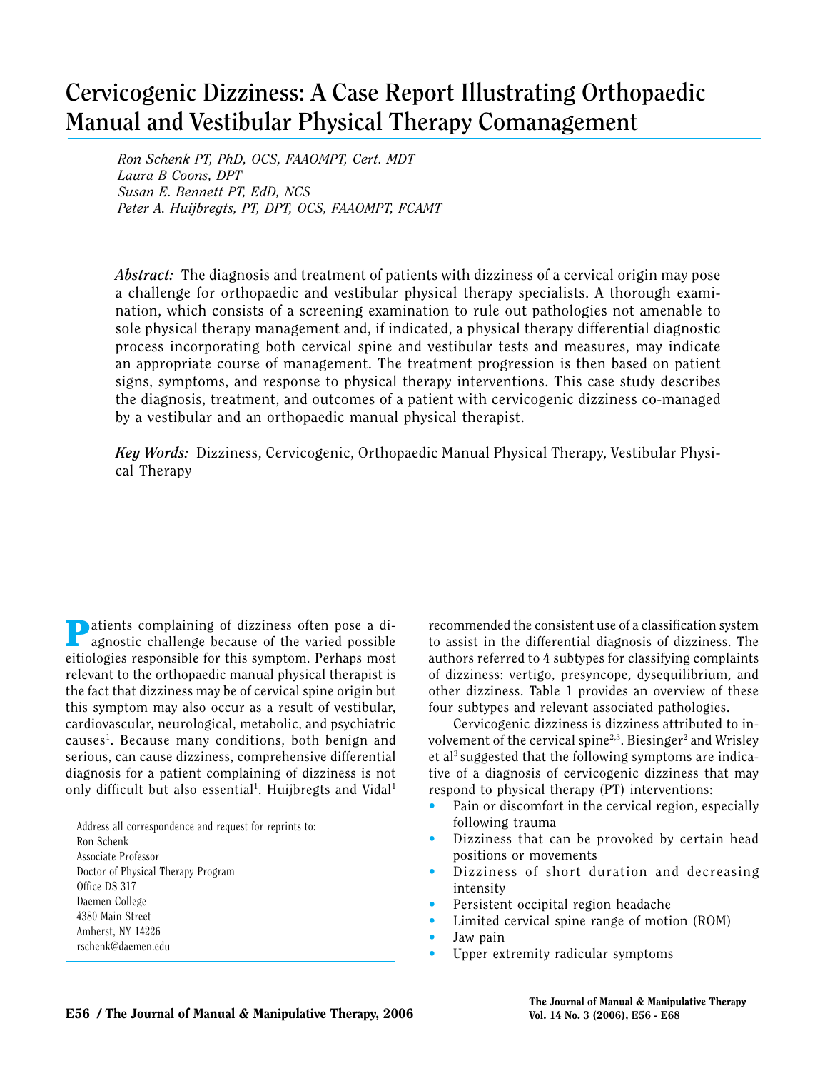# Cervicogenic Dizziness: A Case Report Illustrating Orthopaedic Manual and Vestibular Physical Therapy Comanagement

*Ron Schenk PT, PhD, OCS, FAAOMPT, Cert. MDT*
*Laura B Coons, DPT*
*Susan E. Bennett PT, EdD, NCS*
*Peter A. Huijbregts, PT, DPT, OCS, FAAOMPT, FCAMT*

***Abstract:*** The diagnosis and treatment of patients with dizziness of a cervical origin may pose a challenge for orthopaedic and vestibular physical therapy specialists. A thorough examination, which consists of a screening examination to rule out pathologies not amenable to sole physical therapy management and, if indicated, a physical therapy differential diagnostic process incorporating both cervical spine and vestibular tests and measures, may indicate an appropriate course of management. The treatment progression is then based on patient signs, symptoms, and response to physical therapy interventions. This case study describes the diagnosis, treatment, and outcomes of a patient with cervicogenic dizziness co-managed by a vestibular and an orthopaedic manual physical therapist.

***Key Words:*** Dizziness, Cervicogenic, Orthopaedic Manual Physical Therapy, Vestibular Physical Therapy

Patients complaining of dizziness often pose a diagnostic challenge because of the varied possible eitiologies responsible for this symptom. Perhaps most relevant to the orthopaedic manual physical therapist is the fact that dizziness may be of cervical spine origin but this symptom may also occur as a result of vestibular, cardiovascular, neurological, metabolic, and psychiatric causes[1]. Because many conditions, both benign and serious, can cause dizziness, comprehensive differential diagnosis for a patient complaining of dizziness is not only difficult but also essential[1]. Huijbregts and Vidal[1] recommended the consistent use of a classification system to assist in the differential diagnosis of dizziness. The authors referred to 4 subtypes for classifying complaints of dizziness: vertigo, presyncope, dysequilibrium, and other dizziness. Table 1 provides an overview of these four subtypes and relevant associated pathologies.

Cervicogenic dizziness is dizziness attributed to involvement of the cervical spine[2,3]. Biesinger[2] and Wrisley et al[3] suggested that the following symptoms are indicative of a diagnosis of cervicogenic dizziness that may respond to physical therapy (PT) interventions:

- Pain or discomfort in the cervical region, especially following trauma
- Dizziness that can be provoked by certain head positions or movements
- Dizziness of short duration and decreasing intensity
- Persistent occipital region headache
- Limited cervical spine range of motion (ROM)
- Jaw pain
- Upper extremity radicular symptoms

Address all correspondence and request for reprints to:
Ron Schenk
Associate Professor
Doctor of Physical Therapy Program
Office DS 317
Daemen College
4380 Main Street
Amherst, NY 14226
rschenk@daemen.edu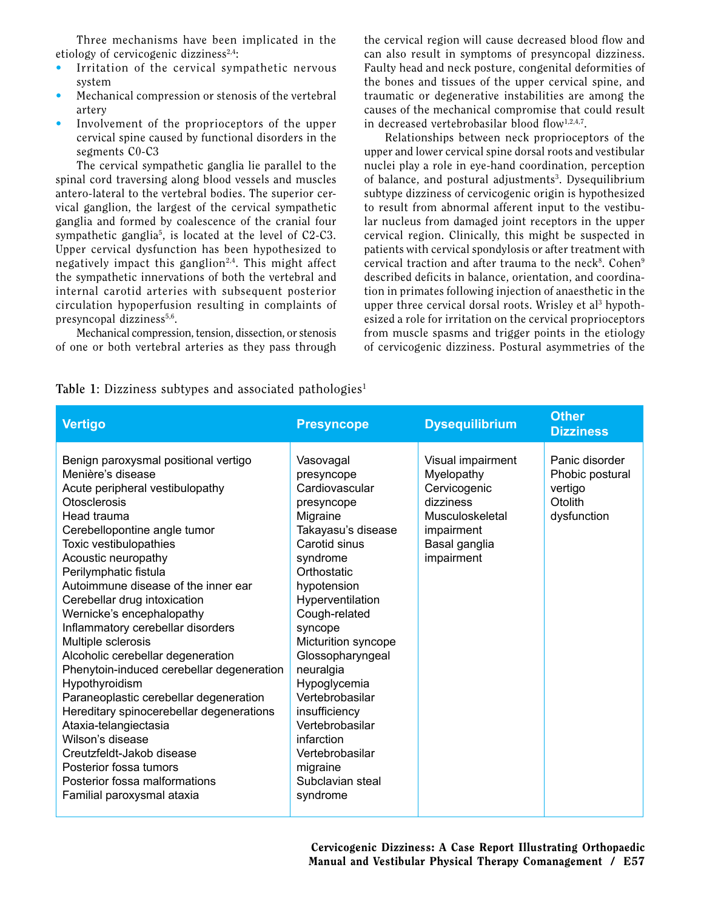Three mechanisms have been implicated in the etiology of cervicogenic dizziness[2,4]:

- Irritation of the cervical sympathetic nervous system
- Mechanical compression or stenosis of the vertebral artery
- Involvement of the proprioceptors of the upper cervical spine caused by functional disorders in the segments C0-C3

The cervical sympathetic ganglia lie parallel to the spinal cord traversing along blood vessels and muscles antero-lateral to the vertebral bodies. The superior cervical ganglion, the largest of the cervical sympathetic ganglia and formed by coalescence of the cranial four sympathetic ganglia[5], is located at the level of C2-C3. Upper cervical dysfunction has been hypothesized to negatively impact this ganglion[2,4]. This might affect the sympathetic innervations of both the vertebral and internal carotid arteries with subsequent posterior circulation hypoperfusion resulting in complaints of presyncopal dizziness[5,6].

Mechanical compression, tension, dissection, or stenosis of one or both vertebral arteries as they pass through the cervical region will cause decreased blood flow and can also result in symptoms of presyncopal dizziness. Faulty head and neck posture, congenital deformities of the bones and tissues of the upper cervical spine, and traumatic or degenerative instabilities are among the causes of the mechanical compromise that could result in decreased vertebrobasilar blood flow[1,2,4,7].

Relationships between neck proprioceptors of the upper and lower cervical spine dorsal roots and vestibular nuclei play a role in eye-hand coordination, perception of balance, and postural adjustments[3]. Dysequilibrium subtype dizziness of cervicogenic origin is hypothesized to result from abnormal afferent input to the vestibular nucleus from damaged joint receptors in the upper cervical region. Clinically, this might be suspected in patients with cervical spondylosis or after treatment with cervical traction and after trauma to the neck[8]. Cohen[9] described deficits in balance, orientation, and coordination in primates following injection of anaesthetic in the upper three cervical dorsal roots. Wrisley et al[3] hypothesized a role for irritation on the cervical proprioceptors from muscle spasms and trigger points in the etiology of cervicogenic dizziness. Postural asymmetries of the

**Table 1**: Dizziness subtypes and associated pathologies[1]

| Vertigo | Presyncope | Dysequilibrium | Other Dizziness |
|---|---|---|---|
| Benign paroxysmal positional vertigo<br>Menière's disease<br>Acute peripheral vestibulopathy<br>Otosclerosis<br>Head trauma<br>Cerebellopontine angle tumor<br>Toxic vestibulopathies<br>Acoustic neuropathy<br>Perilymphatic fistula<br>Autoimmune disease of the inner ear<br>Cerebellar drug intoxication<br>Wernicke's encephalopathy<br>Inflammatory cerebellar disorders<br>Multiple sclerosis<br>Alcoholic cerebellar degeneration<br>Phenytoin-induced cerebellar degeneration<br>Hypothyroidism<br>Paraneoplastic cerebellar degeneration<br>Hereditary spinocerebellar degenerations<br>Ataxia-telangiectasia<br>Wilson's disease<br>Creutzfeldt-Jakob disease<br>Posterior fossa tumors<br>Posterior fossa malformations<br>Familial paroxysmal ataxia | Vasovagal presyncope<br>Cardiovascular presyncope<br>Migraine<br>Takayasu's disease<br>Carotid sinus syndrome<br>Orthostatic hypotension<br>Hyperventilation<br>Cough-related syncope<br>Micturition syncope<br>Glossopharyngeal neuralgia<br>Hypoglycemia<br>Vertebrobasilar insufficiency<br>Vertebrobasilar infarction<br>Vertebrobasilar migraine<br>Subclavian steal syndrome | Visual impairment<br>Myelopathy<br>Cervicogenic dizziness<br>Musculoskeletal impairment<br>Basal ganglia impairment | Panic disorder<br>Phobic postural vertigo<br>Otolith dysfunction |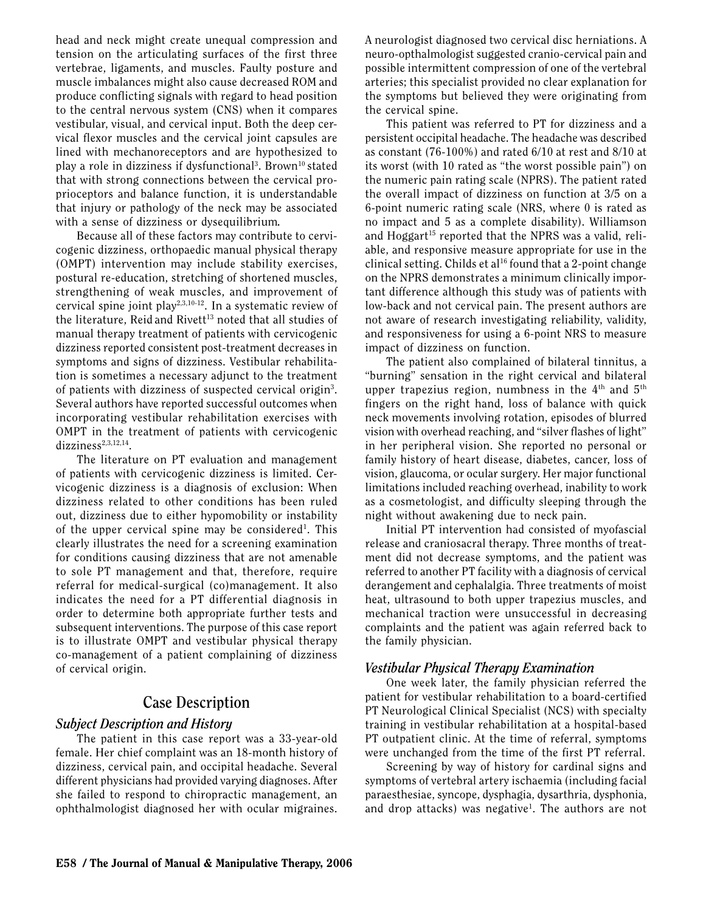head and neck might create unequal compression and tension on the articulating surfaces of the first three vertebrae, ligaments, and muscles. Faulty posture and muscle imbalances might also cause decreased ROM and produce conflicting signals with regard to head position to the central nervous system (CNS) when it compares vestibular, visual, and cervical input. Both the deep cervical flexor muscles and the cervical joint capsules are lined with mechanoreceptors and are hypothesized to play a role in dizziness if dysfunctional[3]. Brown[10] stated that with strong connections between the cervical proprioceptors and balance function, it is understandable that injury or pathology of the neck may be associated with a sense of dizziness or dysequilibrium.

Because all of these factors may contribute to cervicogenic dizziness, orthopaedic manual physical therapy (OMPT) intervention may include stability exercises, postural re-education, stretching of shortened muscles, strengthening of weak muscles, and improvement of cervical spine joint play[2,3,10-12]. In a systematic review of the literature, Reid and Rivett[13] noted that all studies of manual therapy treatment of patients with cervicogenic dizziness reported consistent post-treatment decreases in symptoms and signs of dizziness. Vestibular rehabilitation is sometimes a necessary adjunct to the treatment of patients with dizziness of suspected cervical origin[3]. Several authors have reported successful outcomes when incorporating vestibular rehabilitation exercises with OMPT in the treatment of patients with cervicogenic dizziness[2,3,12,14].

The literature on PT evaluation and management of patients with cervicogenic dizziness is limited. Cervicogenic dizziness is a diagnosis of exclusion: When dizziness related to other conditions has been ruled out, dizziness due to either hypomobility or instability of the upper cervical spine may be considered[1]. This clearly illustrates the need for a screening examination for conditions causing dizziness that are not amenable to sole PT management and that, therefore, require referral for medical-surgical (co)management. It also indicates the need for a PT differential diagnosis in order to determine both appropriate further tests and subsequent interventions. The purpose of this case report is to illustrate OMPT and vestibular physical therapy co-management of a patient complaining of dizziness of cervical origin.

## Case Description

### *Subject Description and History*

The patient in this case report was a 33-year-old female. Her chief complaint was an 18-month history of dizziness, cervical pain, and occipital headache. Several different physicians had provided varying diagnoses. After she failed to respond to chiropractic management, an ophthalmologist diagnosed her with ocular migraines. A neurologist diagnosed two cervical disc herniations. A neuro-opthalmologist suggested cranio-cervical pain and possible intermittent compression of one of the vertebral arteries; this specialist provided no clear explanation for the symptoms but believed they were originating from the cervical spine.

This patient was referred to PT for dizziness and a persistent occipital headache. The headache was described as constant (76-100%) and rated 6/10 at rest and 8/10 at its worst (with 10 rated as "the worst possible pain") on the numeric pain rating scale (NPRS). The patient rated the overall impact of dizziness on function at 3/5 on a 6-point numeric rating scale (NRS, where 0 is rated as no impact and 5 as a complete disability). Williamson and Hoggart[15] reported that the NPRS was a valid, reliable, and responsive measure appropriate for use in the clinical setting. Childs et al[16] found that a 2-point change on the NPRS demonstrates a minimum clinically important difference although this study was of patients with low-back and not cervical pain. The present authors are not aware of research investigating reliability, validity, and responsiveness for using a 6-point NRS to measure impact of dizziness on function.

The patient also complained of bilateral tinnitus, a "burning" sensation in the right cervical and bilateral upper trapezius region, numbness in the 4th and 5th fingers on the right hand, loss of balance with quick neck movements involving rotation, episodes of blurred vision with overhead reaching, and "silver flashes of light" in her peripheral vision. She reported no personal or family history of heart disease, diabetes, cancer, loss of vision, glaucoma, or ocular surgery. Her major functional limitations included reaching overhead, inability to work as a cosmetologist, and difficulty sleeping through the night without awakening due to neck pain.

Initial PT intervention had consisted of myofascial release and craniosacral therapy. Three months of treatment did not decrease symptoms, and the patient was referred to another PT facility with a diagnosis of cervical derangement and cephalalgia. Three treatments of moist heat, ultrasound to both upper trapezius muscles, and mechanical traction were unsuccessful in decreasing complaints and the patient was again referred back to the family physician.

### *Vestibular Physical Therapy Examination*

One week later, the family physician referred the patient for vestibular rehabilitation to a board-certified PT Neurological Clinical Specialist (NCS) with specialty training in vestibular rehabilitation at a hospital-based PT outpatient clinic. At the time of referral, symptoms were unchanged from the time of the first PT referral.

Screening by way of history for cardinal signs and symptoms of vertebral artery ischaemia (including facial paraesthesiae, syncope, dysphagia, dysarthria, dysphonia, and drop attacks) was negative[1]. The authors are not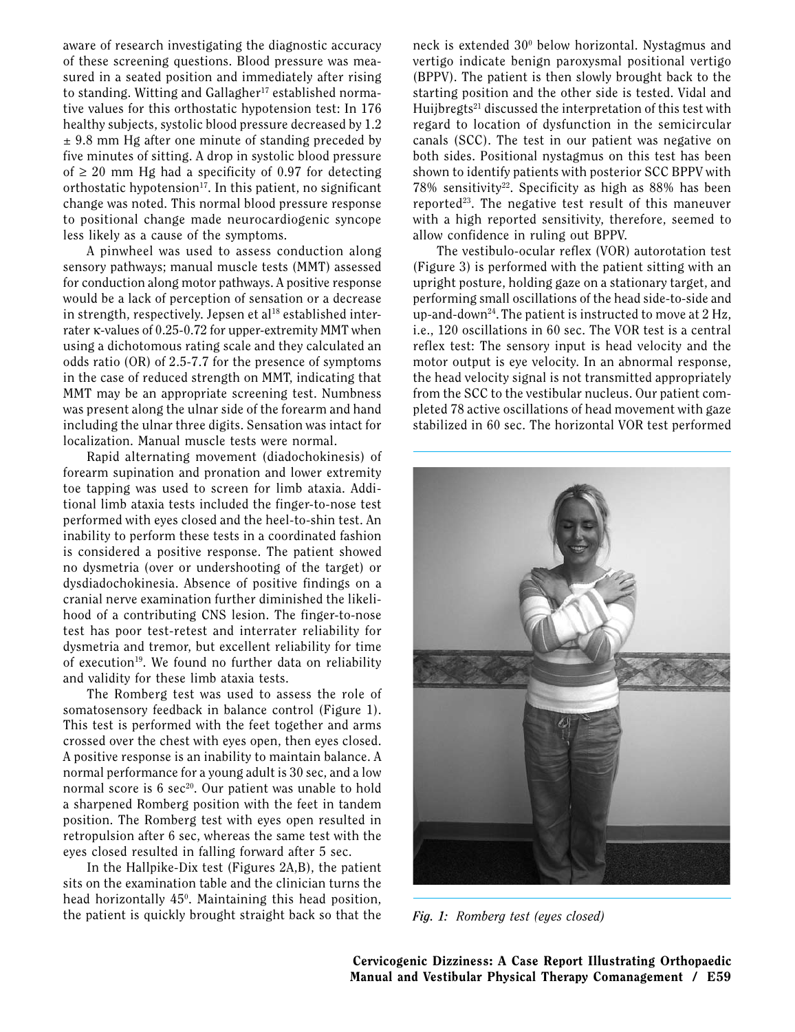aware of research investigating the diagnostic accuracy of these screening questions. Blood pressure was measured in a seated position and immediately after rising to standing. Witting and Gallagher[17] established normative values for this orthostatic hypotension test: In 176 healthy subjects, systolic blood pressure decreased by 1.2 ± 9.8 mm Hg after one minute of standing preceded by five minutes of sitting. A drop in systolic blood pressure of ≥ 20 mm Hg had a specificity of 0.97 for detecting orthostatic hypotension[17]. In this patient, no significant change was noted. This normal blood pressure response to positional change made neurocardiogenic syncope less likely as a cause of the symptoms.

A pinwheel was used to assess conduction along sensory pathways; manual muscle tests (MMT) assessed for conduction along motor pathways. A positive response would be a lack of perception of sensation or a decrease in strength, respectively. Jepsen et al[18] established inter-rater κ-values of 0.25-0.72 for upper-extremity MMT when using a dichotomous rating scale and they calculated an odds ratio (OR) of 2.5-7.7 for the presence of symptoms in the case of reduced strength on MMT, indicating that MMT may be an appropriate screening test. Numbness was present along the ulnar side of the forearm and hand including the ulnar three digits. Sensation was intact for localization. Manual muscle tests were normal.

Rapid alternating movement (diadochokinesis) of forearm supination and pronation and lower extremity toe tapping was used to screen for limb ataxia. Additional limb ataxia tests included the finger-to-nose test performed with eyes closed and the heel-to-shin test. An inability to perform these tests in a coordinated fashion is considered a positive response. The patient showed no dysmetria (over or undershooting of the target) or dysdiadochokinesia. Absence of positive findings on a cranial nerve examination further diminished the likelihood of a contributing CNS lesion. The finger-to-nose test has poor test-retest and interrater reliability for dysmetria and tremor, but excellent reliability for time of execution[19]. We found no further data on reliability and validity for these limb ataxia tests.

The Romberg test was used to assess the role of somatosensory feedback in balance control (Figure 1). This test is performed with the feet together and arms crossed over the chest with eyes open, then eyes closed. A positive response is an inability to maintain balance. A normal performance for a young adult is 30 sec, and a low normal score is 6 sec[20]. Our patient was unable to hold a sharpened Romberg position with the feet in tandem position. The Romberg test with eyes open resulted in retropulsion after 6 sec, whereas the same test with the eyes closed resulted in falling forward after 5 sec.

In the Hallpike-Dix test (Figures 2A,B), the patient sits on the examination table and the clinician turns the head horizontally 45°. Maintaining this head position, the patient is quickly brought straight back so that the neck is extended 30° below horizontal. Nystagmus and vertigo indicate benign paroxysmal positional vertigo (BPPV). The patient is then slowly brought back to the starting position and the other side is tested. Vidal and Huijbregts[21] discussed the interpretation of this test with regard to location of dysfunction in the semicircular canals (SCC). The test in our patient was negative on both sides. Positional nystagmus on this test has been shown to identify patients with posterior SCC BPPV with 78% sensitivity[22]. Specificity as high as 88% has been reported[23]. The negative test result of this maneuver with a high reported sensitivity, therefore, seemed to allow confidence in ruling out BPPV.

The vestibulo-ocular reflex (VOR) autorotation test (Figure 3) is performed with the patient sitting with an upright posture, holding gaze on a stationary target, and performing small oscillations of the head side-to-side and up-and-down[24]. The patient is instructed to move at 2 Hz, i.e., 120 oscillations in 60 sec. The VOR test is a central reflex test: The sensory input is head velocity and the motor output is eye velocity. In an abnormal response, the head velocity signal is not transmitted appropriately from the SCC to the vestibular nucleus. Our patient completed 78 active oscillations of head movement with gaze stabilized in 60 sec. The horizontal VOR test performed

*Fig. 1: Romberg test (eyes closed)*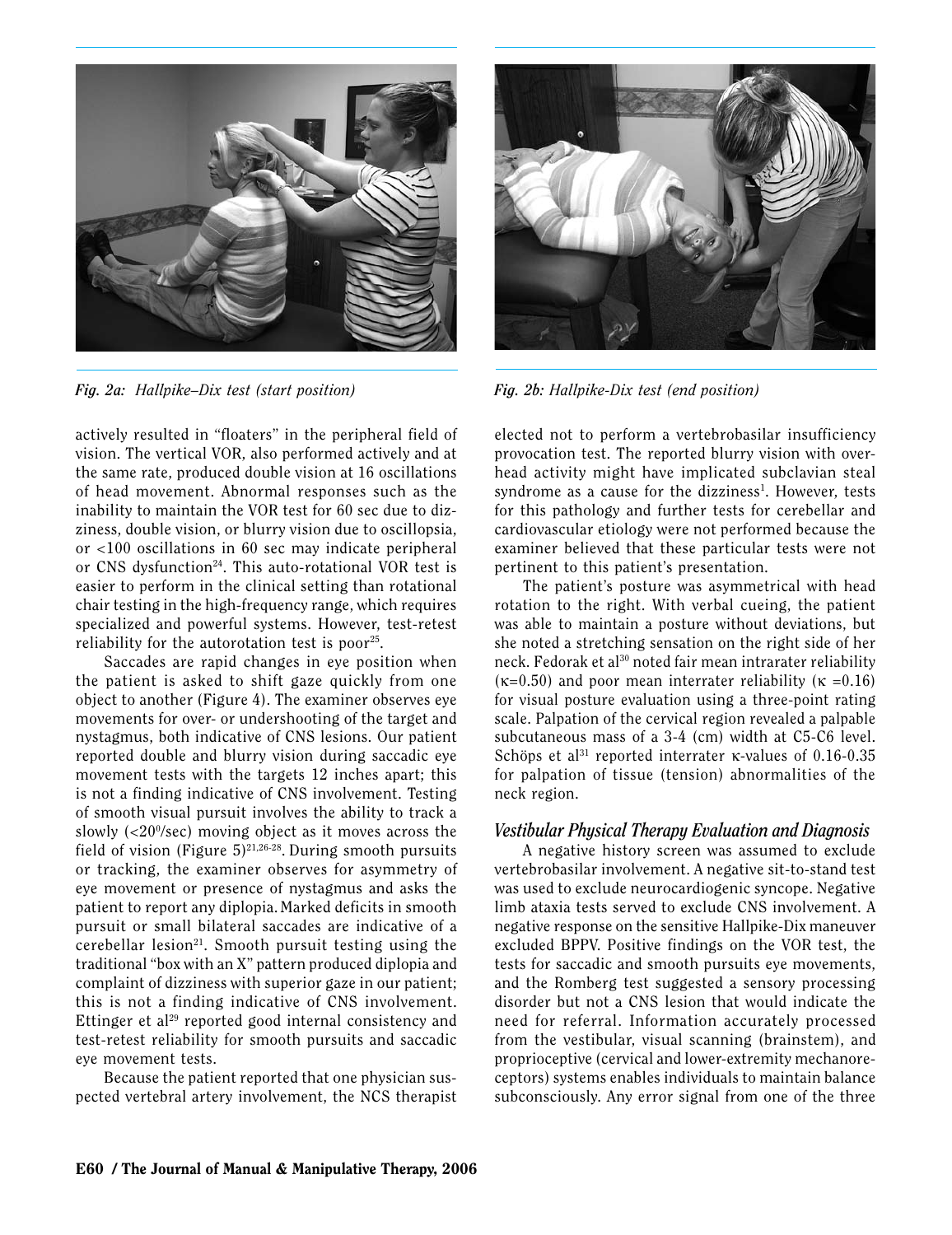*Fig. 2a: Hallpike–Dix test (start position)*

*Fig. 2b: Hallpike-Dix test (end position)*

actively resulted in "floaters" in the peripheral field of vision. The vertical VOR, also performed actively and at the same rate, produced double vision at 16 oscillations of head movement. Abnormal responses such as the inability to maintain the VOR test for 60 sec due to dizziness, double vision, or blurry vision due to oscillopsia, or <100 oscillations in 60 sec may indicate peripheral or CNS dysfunction[24]. This auto-rotational VOR test is easier to perform in the clinical setting than rotational chair testing in the high-frequency range, which requires specialized and powerful systems. However, test-retest reliability for the autorotation test is poor[25].

Saccades are rapid changes in eye position when the patient is asked to shift gaze quickly from one object to another (Figure 4). The examiner observes eye movements for over- or undershooting of the target and nystagmus, both indicative of CNS lesions. Our patient reported double and blurry vision during saccadic eye movement tests with the targets 12 inches apart; this is not a finding indicative of CNS involvement. Testing of smooth visual pursuit involves the ability to track a slowly ($<20^0$/sec) moving object as it moves across the field of vision (Figure 5)[21,26-28]. During smooth pursuits or tracking, the examiner observes for asymmetry of eye movement or presence of nystagmus and asks the patient to report any diplopia. Marked deficits in smooth pursuit or small bilateral saccades are indicative of a cerebellar lesion[21]. Smooth pursuit testing using the traditional "box with an X" pattern produced diplopia and complaint of dizziness with superior gaze in our patient; this is not a finding indicative of CNS involvement. Ettinger et al[29] reported good internal consistency and test-retest reliability for smooth pursuits and saccadic eye movement tests.

Because the patient reported that one physician suspected vertebral artery involvement, the NCS therapist elected not to perform a vertebrobasilar insufficiency provocation test. The reported blurry vision with overhead activity might have implicated subclavian steal syndrome as a cause for the dizziness[1]. However, tests for this pathology and further tests for cerebellar and cardiovascular etiology were not performed because the examiner believed that these particular tests were not pertinent to this patient's presentation.

The patient's posture was asymmetrical with head rotation to the right. With verbal cueing, the patient was able to maintain a posture without deviations, but she noted a stretching sensation on the right side of her neck. Fedorak et al[30] noted fair mean intrarater reliability ($\kappa$=0.50) and poor mean interrater reliability ($\kappa$ =0.16) for visual posture evaluation using a three-point rating scale. Palpation of the cervical region revealed a palpable subcutaneous mass of a 3-4 (cm) width at C5-C6 level. Schöps et al[31] reported interrater $\kappa$-values of 0.16-0.35 for palpation of tissue (tension) abnormalities of the neck region.

### Vestibular Physical Therapy Evaluation and Diagnosis

A negative history screen was assumed to exclude vertebrobasilar involvement. A negative sit-to-stand test was used to exclude neurocardiogenic syncope. Negative limb ataxia tests served to exclude CNS involvement. A negative response on the sensitive Hallpike-Dix maneuver excluded BPPV. Positive findings on the VOR test, the tests for saccadic and smooth pursuits eye movements, and the Romberg test suggested a sensory processing disorder but not a CNS lesion that would indicate the need for referral. Information accurately processed from the vestibular, visual scanning (brainstem), and proprioceptive (cervical and lower-extremity mechanoreceptors) systems enables individuals to maintain balance subconsciously. Any error signal from one of the three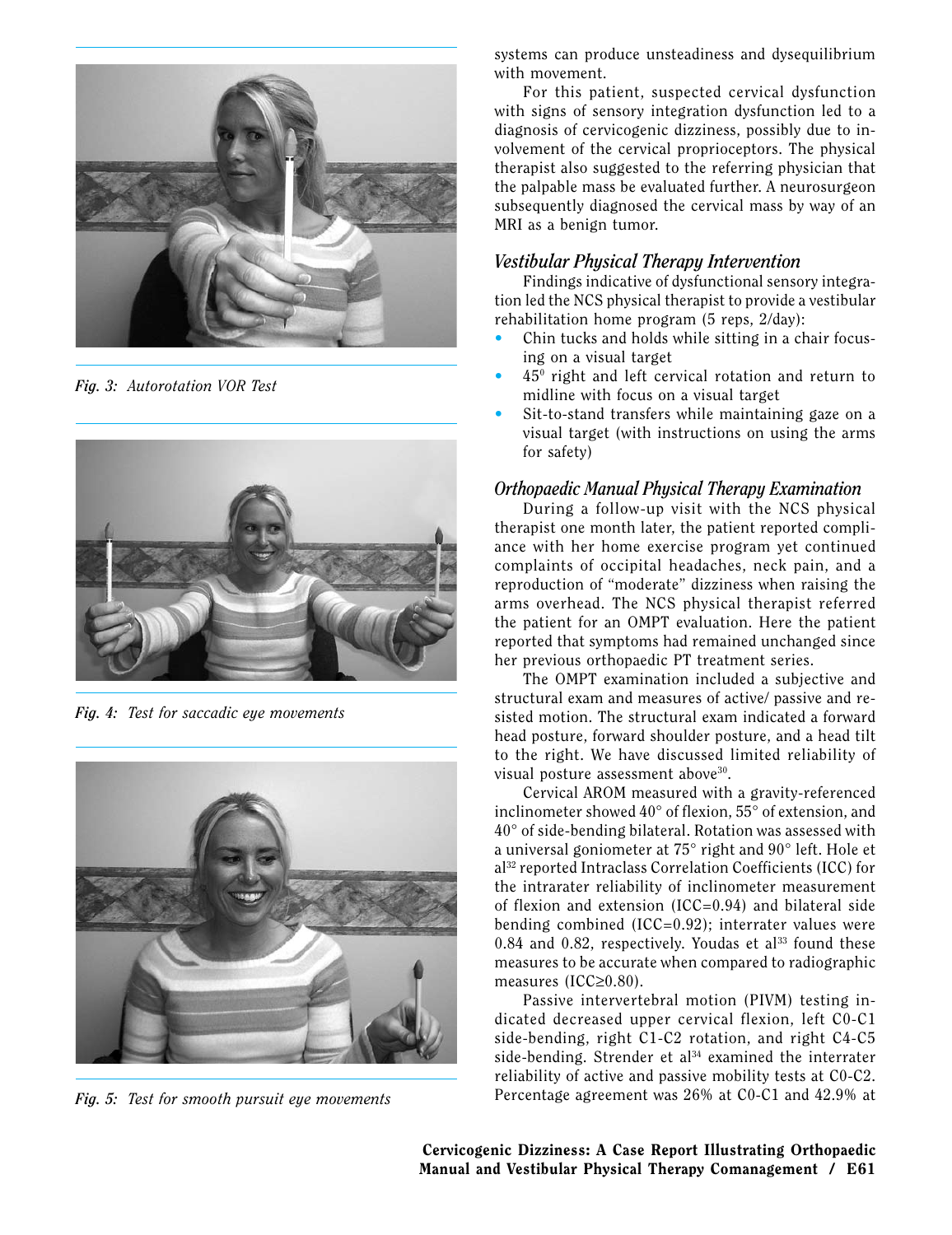Fig. 3: Autorotation VOR Test

Fig. 4: Test for saccadic eye movements

Fig. 5: Test for smooth pursuit eye movements

systems can produce unsteadiness and dysequilibrium with movement.

For this patient, suspected cervical dysfunction with signs of sensory integration dysfunction led to a diagnosis of cervicogenic dizziness, possibly due to involvement of the cervical proprioceptors. The physical therapist also suggested to the referring physician that the palpable mass be evaluated further. A neurosurgeon subsequently diagnosed the cervical mass by way of an MRI as a benign tumor.

### Vestibular Physical Therapy Intervention

Findings indicative of dysfunctional sensory integration led the NCS physical therapist to provide a vestibular rehabilitation home program (5 reps, 2/day):

- Chin tucks and holds while sitting in a chair focusing on a visual target
- $45^0$ right and left cervical rotation and return to midline with focus on a visual target
- Sit-to-stand transfers while maintaining gaze on a visual target (with instructions on using the arms for safety)

### Orthopaedic Manual Physical Therapy Examination

During a follow-up visit with the NCS physical therapist one month later, the patient reported compliance with her home exercise program yet continued complaints of occipital headaches, neck pain, and a reproduction of "moderate" dizziness when raising the arms overhead. The NCS physical therapist referred the patient for an OMPT evaluation. Here the patient reported that symptoms had remained unchanged since her previous orthopaedic PT treatment series.

The OMPT examination included a subjective and structural exam and measures of active/ passive and resisted motion. The structural exam indicated a forward head posture, forward shoulder posture, and a head tilt to the right. We have discussed limited reliability of visual posture assessment above[30].

Cervical AROM measured with a gravity-referenced inclinometer showed 40° of flexion, 55° of extension, and 40° of side-bending bilateral. Rotation was assessed with a universal goniometer at 75° right and 90° left. Hole et al[32] reported Intraclass Correlation Coefficients (ICC) for the intrarater reliability of inclinometer measurement of flexion and extension (ICC=0.94) and bilateral side bending combined (ICC=0.92); interrater values were 0.84 and 0.82, respectively. Youdas et al[33] found these measures to be accurate when compared to radiographic measures (ICC≥0.80).

Passive intervertebral motion (PIVM) testing indicated decreased upper cervical flexion, left C0-C1 side-bending, right C1-C2 rotation, and right C4-C5 side-bending. Strender et al[34] examined the interrater reliability of active and passive mobility tests at C0-C2. Percentage agreement was 26% at C0-C1 and 42.9% at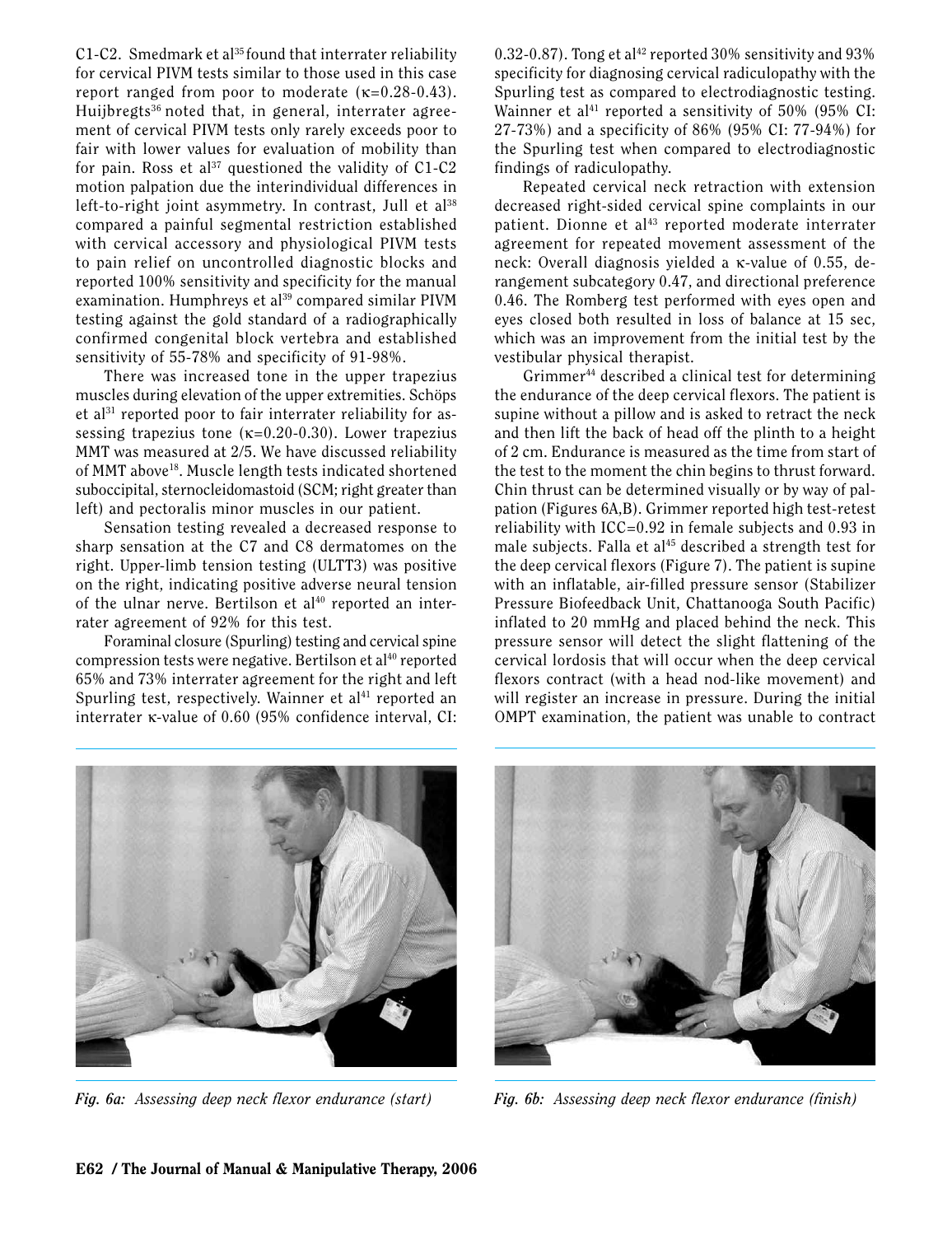C1-C2. Smedmark et al[35] found that interrater reliability for cervical PIVM tests similar to those used in this case report ranged from poor to moderate (κ=0.28-0.43). Huijbregts[36] noted that, in general, interrater agreement of cervical PIVM tests only rarely exceeds poor to fair with lower values for evaluation of mobility than for pain. Ross et al[37] questioned the validity of C1-C2 motion palpation due the interindividual differences in left-to-right joint asymmetry. In contrast, Jull et al[38] compared a painful segmental restriction established with cervical accessory and physiological PIVM tests to pain relief on uncontrolled diagnostic blocks and reported 100% sensitivity and specificity for the manual examination. Humphreys et al[39] compared similar PIVM testing against the gold standard of a radiographically confirmed congenital block vertebra and established sensitivity of 55-78% and specificity of 91-98%.

There was increased tone in the upper trapezius muscles during elevation of the upper extremities. Schöps et al[31] reported poor to fair interrater reliability for assessing trapezius tone (κ=0.20-0.30). Lower trapezius MMT was measured at 2/5. We have discussed reliability of MMT above[18]. Muscle length tests indicated shortened suboccipital, sternocleidomastoid (SCM; right greater than left) and pectoralis minor muscles in our patient.

Sensation testing revealed a decreased response to sharp sensation at the C7 and C8 dermatomes on the right. Upper-limb tension testing (ULTT3) was positive on the right, indicating positive adverse neural tension of the ulnar nerve. Bertilson et al[40] reported an interrater agreement of 92% for this test.

Foraminal closure (Spurling) testing and cervical spine compression tests were negative. Bertilson et al[40] reported 65% and 73% interrater agreement for the right and left Spurling test, respectively. Wainner et al[41] reported an interrater κ-value of 0.60 (95% confidence interval, CI: 0.32-0.87). Tong et al[42] reported 30% sensitivity and 93% specificity for diagnosing cervical radiculopathy with the Spurling test as compared to electrodiagnostic testing. Wainner et al[41] reported a sensitivity of 50% (95% CI: 27-73%) and a specificity of 86% (95% CI: 77-94%) for the Spurling test when compared to electrodiagnostic findings of radiculopathy.

Repeated cervical neck retraction with extension decreased right-sided cervical spine complaints in our patient. Dionne et al[43] reported moderate interrater agreement for repeated movement assessment of the neck: Overall diagnosis yielded a κ-value of 0.55, derangement subcategory 0.47, and directional preference 0.46. The Romberg test performed with eyes open and eyes closed both resulted in loss of balance at 15 sec, which was an improvement from the initial test by the vestibular physical therapist.

Grimmer[44] described a clinical test for determining the endurance of the deep cervical flexors. The patient is supine without a pillow and is asked to retract the neck and then lift the back of head off the plinth to a height of 2 cm. Endurance is measured as the time from start of the test to the moment the chin begins to thrust forward. Chin thrust can be determined visually or by way of palpation (Figures 6A,B). Grimmer reported high test-retest reliability with ICC=0.92 in female subjects and 0.93 in male subjects. Falla et al[45] described a strength test for the deep cervical flexors (Figure 7). The patient is supine with an inflatable, air-filled pressure sensor (Stabilizer Pressure Biofeedback Unit, Chattanooga South Pacific) inflated to 20 mmHg and placed behind the neck. This pressure sensor will detect the slight flattening of the cervical lordosis that will occur when the deep cervical flexors contract (with a head nod-like movement) and will register an increase in pressure. During the initial OMPT examination, the patient was unable to contract

*Fig. 6a: Assessing deep neck flexor endurance (start)*

*Fig. 6b: Assessing deep neck flexor endurance (finish)*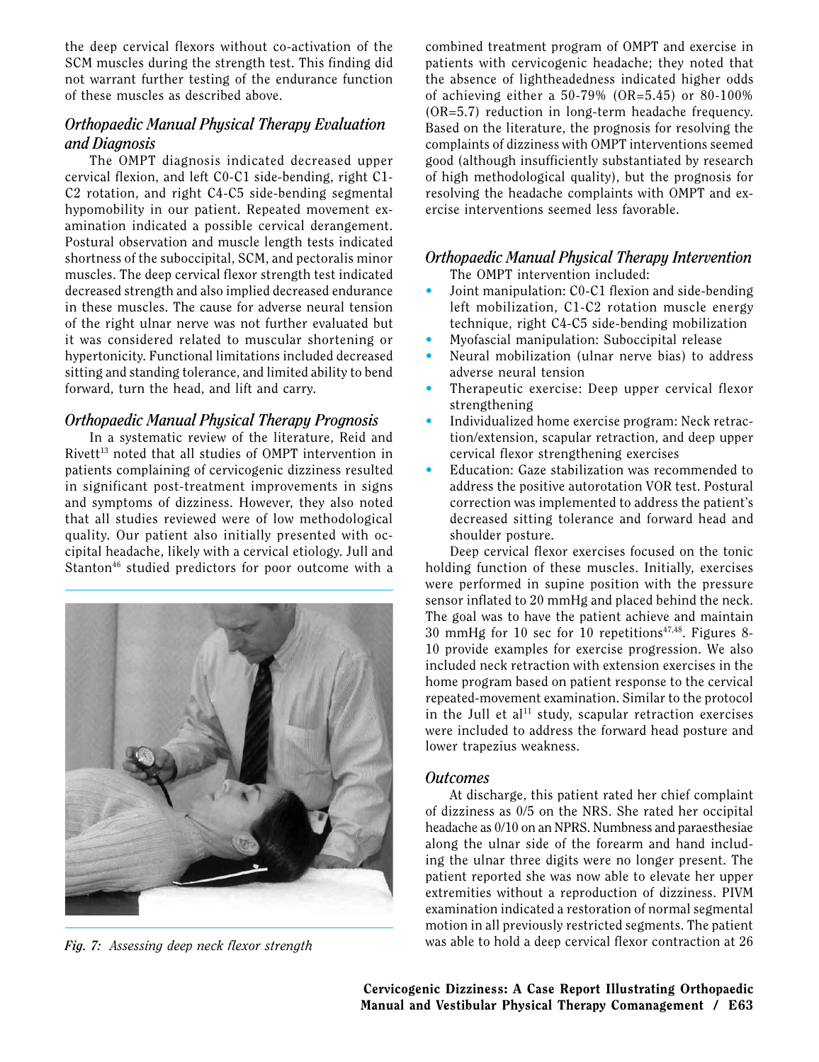the deep cervical flexors without co-activation of the SCM muscles during the strength test. This finding did not warrant further testing of the endurance function of these muscles as described above.

### *Orthopaedic Manual Physical Therapy Evaluation and Diagnosis*

The OMPT diagnosis indicated decreased upper cervical flexion, and left C0-C1 side-bending, right C1-C2 rotation, and right C4-C5 side-bending segmental hypomobility in our patient. Repeated movement examination indicated a possible cervical derangement. Postural observation and muscle length tests indicated shortness of the suboccipital, SCM, and pectoralis minor muscles. The deep cervical flexor strength test indicated decreased strength and also implied decreased endurance in these muscles. The cause for adverse neural tension of the right ulnar nerve was not further evaluated but it was considered related to muscular shortening or hypertonicity. Functional limitations included decreased sitting and standing tolerance, and limited ability to bend forward, turn the head, and lift and carry.

### *Orthopaedic Manual Physical Therapy Prognosis*

In a systematic review of the literature, Reid and Rivett[13] noted that all studies of OMPT intervention in patients complaining of cervicogenic dizziness resulted in significant post-treatment improvements in signs and symptoms of dizziness. However, they also noted that all studies reviewed were of low methodological quality. Our patient also initially presented with occipital headache, likely with a cervical etiology. Jull and Stanton[46] studied predictors for poor outcome with a combined treatment program of OMPT and exercise in patients with cervicogenic headache; they noted that the absence of lightheadedness indicated higher odds of achieving either a 50-79% (OR=5.45) or 80-100% (OR=5.7) reduction in long-term headache frequency. Based on the literature, the prognosis for resolving the complaints of dizziness with OMPT interventions seemed good (although insufficiently substantiated by research of high methodological quality), but the prognosis for resolving the headache complaints with OMPT and exercise interventions seemed less favorable.

*Fig. 7: Assessing deep neck flexor strength*

### *Orthopaedic Manual Physical Therapy Intervention*

The OMPT intervention included:

- Joint manipulation: C0-C1 flexion and side-bending left mobilization, C1-C2 rotation muscle energy technique, right C4-C5 side-bending mobilization
- Myofascial manipulation: Suboccipital release
- Neural mobilization (ulnar nerve bias) to address adverse neural tension
- Therapeutic exercise: Deep upper cervical flexor strengthening
- Individualized home exercise program: Neck retraction/extension, scapular retraction, and deep upper cervical flexor strengthening exercises
- Education: Gaze stabilization was recommended to address the positive autorotation VOR test. Postural correction was implemented to address the patient's decreased sitting tolerance and forward head and shoulder posture.

Deep cervical flexor exercises focused on the tonic holding function of these muscles. Initially, exercises were performed in supine position with the pressure sensor inflated to 20 mmHg and placed behind the neck. The goal was to have the patient achieve and maintain 30 mmHg for 10 sec for 10 repetitions[47,48]. Figures 8-10 provide examples for exercise progression. We also included neck retraction with extension exercises in the home program based on patient response to the cervical repeated-movement examination. Similar to the protocol in the Jull et al[11] study, scapular retraction exercises were included to address the forward head posture and lower trapezius weakness.

### *Outcomes*

At discharge, this patient rated her chief complaint of dizziness as 0/5 on the NRS. She rated her occipital headache as 0/10 on an NPRS. Numbness and paraesthesiae along the ulnar side of the forearm and hand including the ulnar three digits were no longer present. The patient reported she was now able to elevate her upper extremities without a reproduction of dizziness. PIVM examination indicated a restoration of normal segmental motion in all previously restricted segments. The patient was able to hold a deep cervical flexor contraction at 26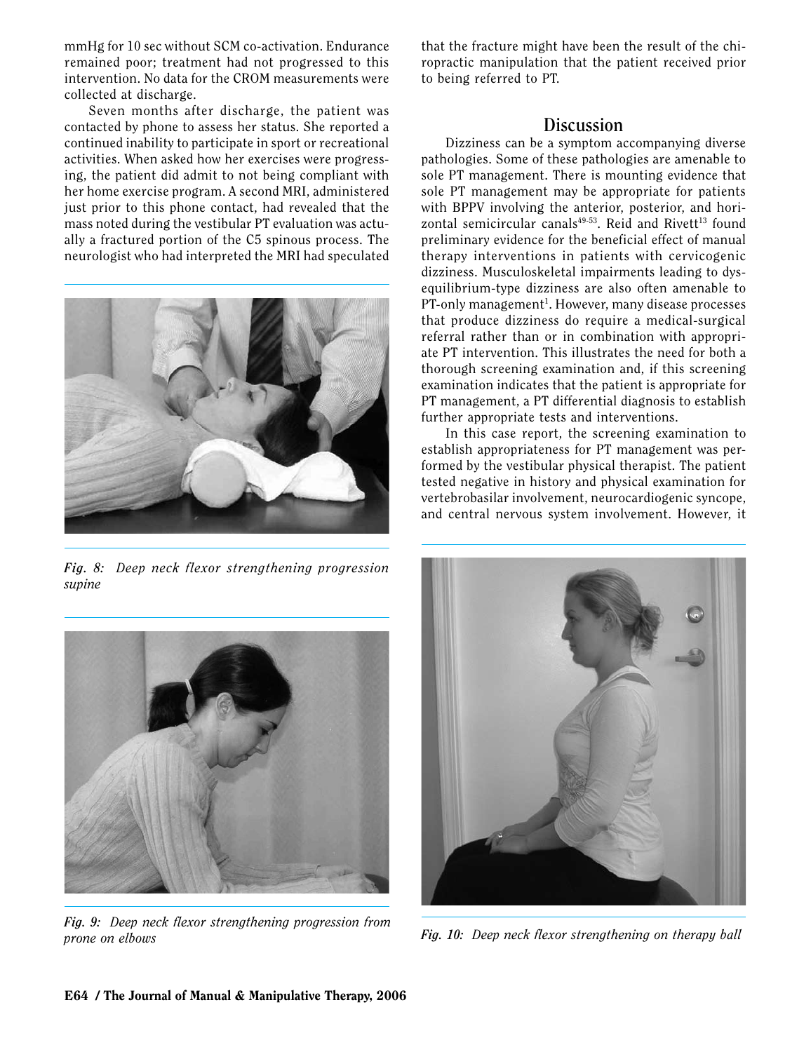mmHg for 10 sec without SCM co-activation. Endurance remained poor; treatment had not progressed to this intervention. No data for the CROM measurements were collected at discharge.

Seven months after discharge, the patient was contacted by phone to assess her status. She reported a continued inability to participate in sport or recreational activities. When asked how her exercises were progressing, the patient did admit to not being compliant with her home exercise program. A second MRI, administered just prior to this phone contact, had revealed that the mass noted during the vestibular PT evaluation was actually a fractured portion of the C5 spinous process. The neurologist who had interpreted the MRI had speculated that the fracture might have been the result of the chiropractic manipulation that the patient received prior to being referred to PT.

*Fig. 8: Deep neck flexor strengthening progression supine*

*Fig. 9: Deep neck flexor strengthening progression from prone on elbows*

## Discussion

Dizziness can be a symptom accompanying diverse pathologies. Some of these pathologies are amenable to sole PT management. There is mounting evidence that sole PT management may be appropriate for patients with BPPV involving the anterior, posterior, and horizontal semicircular canals[49-53]. Reid and Rivett[13] found preliminary evidence for the beneficial effect of manual therapy interventions in patients with cervicogenic dizziness. Musculoskeletal impairments leading to dysequilibrium-type dizziness are also often amenable to PT-only management[1]. However, many disease processes that produce dizziness do require a medical-surgical referral rather than or in combination with appropriate PT intervention. This illustrates the need for both a thorough screening examination and, if this screening examination indicates that the patient is appropriate for PT management, a PT differential diagnosis to establish further appropriate tests and interventions.

In this case report, the screening examination to establish appropriateness for PT management was performed by the vestibular physical therapist. The patient tested negative in history and physical examination for vertebrobasilar involvement, neurocardiogenic syncope, and central nervous system involvement. However, it

*Fig. 10: Deep neck flexor strengthening on therapy ball*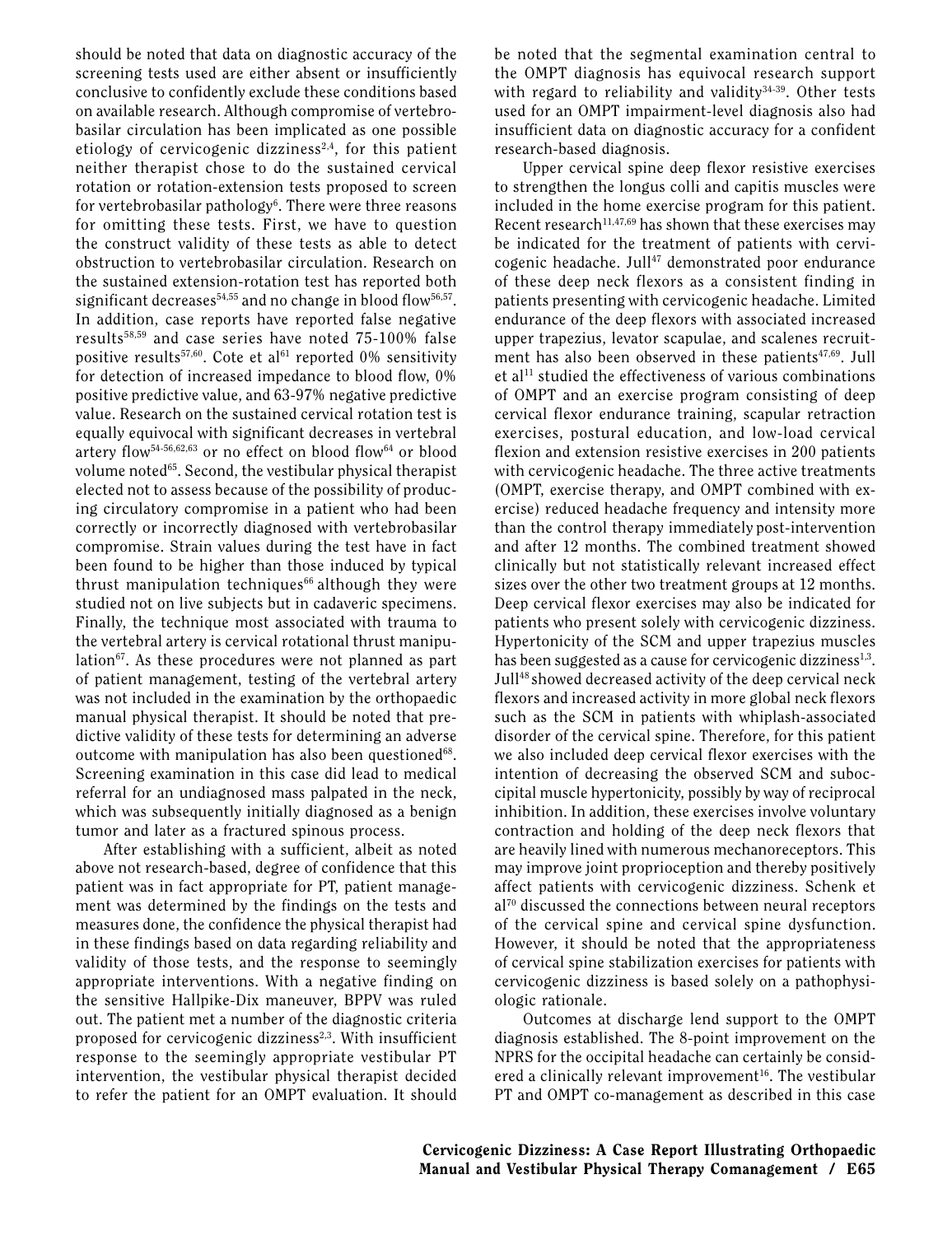should be noted that data on diagnostic accuracy of the screening tests used are either absent or insufficiently conclusive to confidently exclude these conditions based on available research. Although compromise of vertebrobasilar circulation has been implicated as one possible etiology of cervicogenic dizziness[2,4], for this patient neither therapist chose to do the sustained cervical rotation or rotation-extension tests proposed to screen for vertebrobasilar pathology[6]. There were three reasons for omitting these tests. First, we have to question the construct validity of these tests as able to detect obstruction to vertebrobasilar circulation. Research on the sustained extension-rotation test has reported both significant decreases[54,55] and no change in blood flow[56,57]. In addition, case reports have reported false negative results[58,59] and case series have noted 75-100% false positive results[57,60]. Cote et al[61] reported 0% sensitivity for detection of increased impedance to blood flow, 0% positive predictive value, and 63-97% negative predictive value. Research on the sustained cervical rotation test is equally equivocal with significant decreases in vertebral artery flow[54-56,62,63] or no effect on blood flow[64] or blood volume noted[65]. Second, the vestibular physical therapist elected not to assess because of the possibility of producing circulatory compromise in a patient who had been correctly or incorrectly diagnosed with vertebrobasilar compromise. Strain values during the test have in fact been found to be higher than those induced by typical thrust manipulation techniques[66] although they were studied not on live subjects but in cadaveric specimens. Finally, the technique most associated with trauma to the vertebral artery is cervical rotational thrust manipulation[67]. As these procedures were not planned as part of patient management, testing of the vertebral artery was not included in the examination by the orthopaedic manual physical therapist. It should be noted that predictive validity of these tests for determining an adverse outcome with manipulation has also been questioned[68]. Screening examination in this case did lead to medical referral for an undiagnosed mass palpated in the neck, which was subsequently initially diagnosed as a benign tumor and later as a fractured spinous process.

After establishing with a sufficient, albeit as noted above not research-based, degree of confidence that this patient was in fact appropriate for PT, patient management was determined by the findings on the tests and measures done, the confidence the physical therapist had in these findings based on data regarding reliability and validity of those tests, and the response to seemingly appropriate interventions. With a negative finding on the sensitive Hallpike-Dix maneuver, BPPV was ruled out. The patient met a number of the diagnostic criteria proposed for cervicogenic dizziness[2,3]. With insufficient response to the seemingly appropriate vestibular PT intervention, the vestibular physical therapist decided to refer the patient for an OMPT evaluation. It should be noted that the segmental examination central to the OMPT diagnosis has equivocal research support with regard to reliability and validity[34-39]. Other tests used for an OMPT impairment-level diagnosis also had insufficient data on diagnostic accuracy for a confident research-based diagnosis.

Upper cervical spine deep flexor resistive exercises to strengthen the longus colli and capitis muscles were included in the home exercise program for this patient. Recent research[11,47,69] has shown that these exercises may be indicated for the treatment of patients with cervicogenic headache. Jull[47] demonstrated poor endurance of these deep neck flexors as a consistent finding in patients presenting with cervicogenic headache. Limited endurance of the deep flexors with associated increased upper trapezius, levator scapulae, and scalenes recruitment has also been observed in these patients[47,69]. Jull et al[11] studied the effectiveness of various combinations of OMPT and an exercise program consisting of deep cervical flexor endurance training, scapular retraction exercises, postural education, and low-load cervical flexion and extension resistive exercises in 200 patients with cervicogenic headache. The three active treatments (OMPT, exercise therapy, and OMPT combined with exercise) reduced headache frequency and intensity more than the control therapy immediately post-intervention and after 12 months. The combined treatment showed clinically but not statistically relevant increased effect sizes over the other two treatment groups at 12 months. Deep cervical flexor exercises may also be indicated for patients who present solely with cervicogenic dizziness. Hypertonicity of the SCM and upper trapezius muscles has been suggested as a cause for cervicogenic dizziness[1,3]. Jull[48] showed decreased activity of the deep cervical neck flexors and increased activity in more global neck flexors such as the SCM in patients with whiplash-associated disorder of the cervical spine. Therefore, for this patient we also included deep cervical flexor exercises with the intention of decreasing the observed SCM and suboccipital muscle hypertonicity, possibly by way of reciprocal inhibition. In addition, these exercises involve voluntary contraction and holding of the deep neck flexors that are heavily lined with numerous mechanoreceptors. This may improve joint proprioception and thereby positively affect patients with cervicogenic dizziness. Schenk et al[70] discussed the connections between neural receptors of the cervical spine and cervical spine dysfunction. However, it should be noted that the appropriateness of cervical spine stabilization exercises for patients with cervicogenic dizziness is based solely on a pathophysiologic rationale.

Outcomes at discharge lend support to the OMPT diagnosis established. The 8-point improvement on the NPRS for the occipital headache can certainly be considered a clinically relevant improvement[16]. The vestibular PT and OMPT co-management as described in this case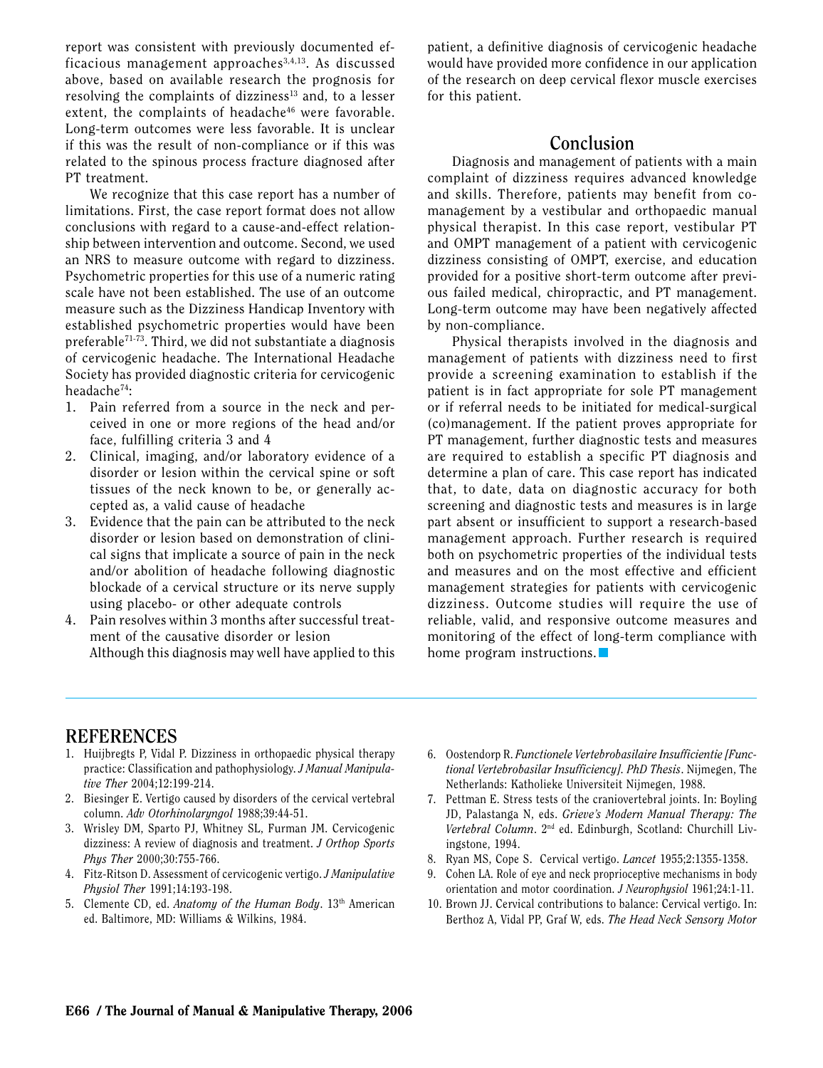report was consistent with previously documented efficacious management approaches[3,4,13]. As discussed above, based on available research the prognosis for resolving the complaints of dizziness[13] and, to a lesser extent, the complaints of headache[46] were favorable. Long-term outcomes were less favorable. It is unclear if this was the result of non-compliance or if this was related to the spinous process fracture diagnosed after PT treatment.

We recognize that this case report has a number of limitations. First, the case report format does not allow conclusions with regard to a cause-and-effect relationship between intervention and outcome. Second, we used an NRS to measure outcome with regard to dizziness. Psychometric properties for this use of a numeric rating scale have not been established. The use of an outcome measure such as the Dizziness Handicap Inventory with established psychometric properties would have been preferable[71-73]. Third, we did not substantiate a diagnosis of cervicogenic headache. The International Headache Society has provided diagnostic criteria for cervicogenic headache[74]:

1. Pain referred from a source in the neck and perceived in one or more regions of the head and/or face, fulfilling criteria 3 and 4
2. Clinical, imaging, and/or laboratory evidence of a disorder or lesion within the cervical spine or soft tissues of the neck known to be, or generally accepted as, a valid cause of headache
3. Evidence that the pain can be attributed to the neck disorder or lesion based on demonstration of clinical signs that implicate a source of pain in the neck and/or abolition of headache following diagnostic blockade of a cervical structure or its nerve supply using placebo- or other adequate controls
4. Pain resolves within 3 months after successful treatment of the causative disorder or lesion

Although this diagnosis may well have applied to this patient, a definitive diagnosis of cervicogenic headache would have provided more confidence in our application of the research on deep cervical flexor muscle exercises for this patient.

## Conclusion

Diagnosis and management of patients with a main complaint of dizziness requires advanced knowledge and skills. Therefore, patients may benefit from co-management by a vestibular and orthopaedic manual physical therapist. In this case report, vestibular PT and OMPT management of a patient with cervicogenic dizziness consisting of OMPT, exercise, and education provided for a positive short-term outcome after previous failed medical, chiropractic, and PT management. Long-term outcome may have been negatively affected by non-compliance.

Physical therapists involved in the diagnosis and management of patients with dizziness need to first provide a screening examination to establish if the patient is in fact appropriate for sole PT management or if referral needs to be initiated for medical-surgical (co)management. If the patient proves appropriate for PT management, further diagnostic tests and measures are required to establish a specific PT diagnosis and determine a plan of care. This case report has indicated that, to date, data on diagnostic accuracy for both screening and diagnostic tests and measures is in large part absent or insufficient to support a research-based management approach. Further research is required both on psychometric properties of the individual tests and measures and on the most effective and efficient management strategies for patients with cervicogenic dizziness. Outcome studies will require the use of reliable, valid, and responsive outcome measures and monitoring of the effect of long-term compliance with home program instructions.

## REFERENCES

1. Huijbregts P, Vidal P. Dizziness in orthopaedic physical therapy practice: Classification and pathophysiology. *J Manual Manipulative Ther* 2004;12:199-214.
2. Biesinger E. Vertigo caused by disorders of the cervical vertebral column. *Adv Otorhinolaryngol* 1988;39:44-51.
3. Wrisley DM, Sparto PJ, Whitney SL, Furman JM. Cervicogenic dizziness: A review of diagnosis and treatment. *J Orthop Sports Phys Ther* 2000;30:755-766.
4. Fitz-Ritson D. Assessment of cervicogenic vertigo. *J Manipulative Physiol Ther* 1991;14:193-198.
5. Clemente CD, ed. *Anatomy of the Human Body*. 13th American ed. Baltimore, MD: Williams & Wilkins, 1984.
6. Oostendorp R. *Functionele Vertebrobasilaire Insufficientie [Functional Vertebrobasilar Insufficiency]. PhD Thesis*. Nijmegen, The Netherlands: Katholieke Universiteit Nijmegen, 1988.
7. Pettman E. Stress tests of the craniovertebral joints. In: Boyling JD, Palastanga N, eds. *Grieve's Modern Manual Therapy: The Vertebral Column*. 2nd ed. Edinburgh, Scotland: Churchill Livingstone, 1994.
8. Ryan MS, Cope S. Cervical vertigo. *Lancet* 1955;2:1355-1358.
9. Cohen LA. Role of eye and neck proprioceptive mechanisms in body orientation and motor coordination. *J Neurophysiol* 1961;24:1-11.
10. Brown JJ. Cervical contributions to balance: Cervical vertigo. In: Berthoz A, Vidal PP, Graf W, eds. *The Head Neck Sensory Motor*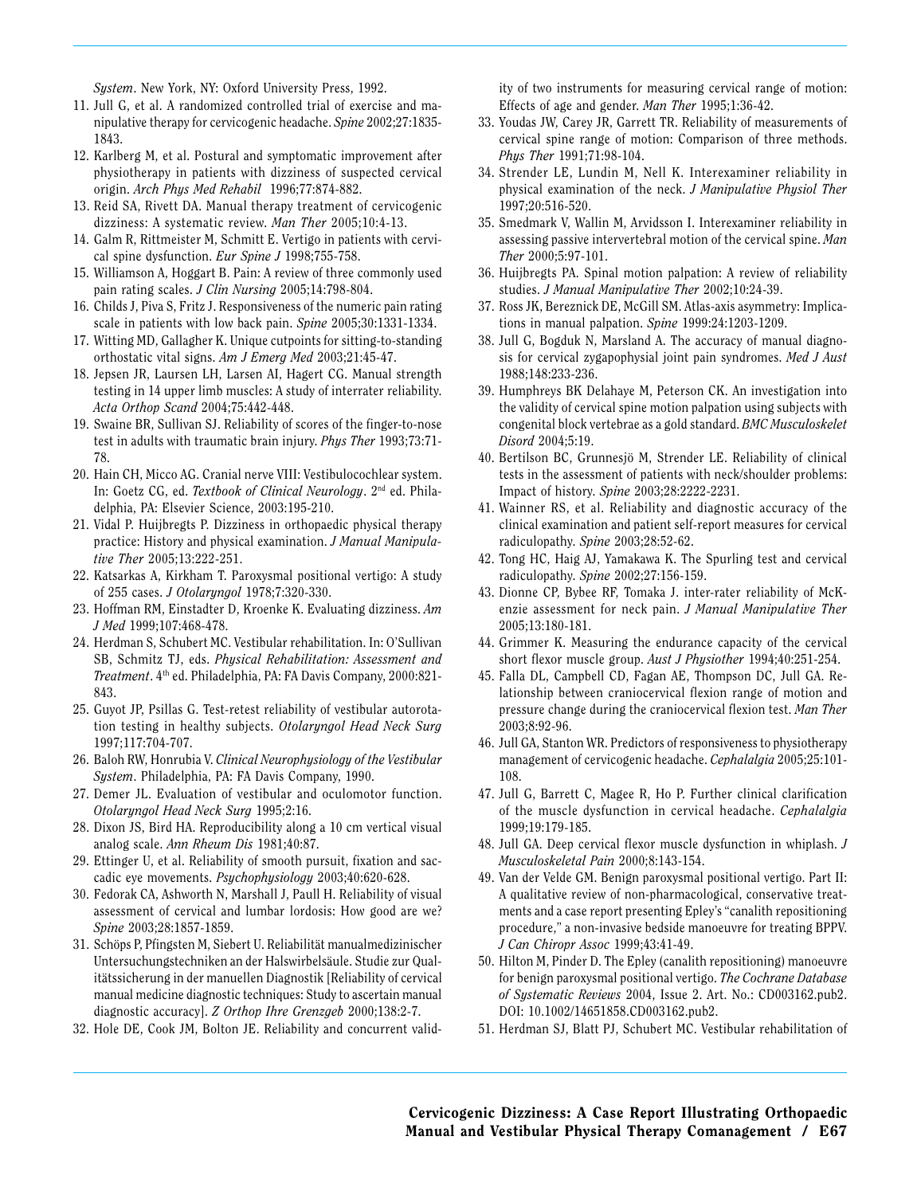*System*. New York, NY: Oxford University Press, 1992.

11. Jull G, et al. A randomized controlled trial of exercise and manipulative therapy for cervicogenic headache. *Spine* 2002;27:1835-1843.
12. Karlberg M, et al. Postural and symptomatic improvement after physiotherapy in patients with dizziness of suspected cervical origin. *Arch Phys Med Rehabil* 1996;77:874-882.
13. Reid SA, Rivett DA. Manual therapy treatment of cervicogenic dizziness: A systematic review. *Man Ther* 2005;10:4-13.
14. Galm R, Rittmeister M, Schmitt E. Vertigo in patients with cervical spine dysfunction. *Eur Spine J* 1998;755-758.
15. Williamson A, Hoggart B. Pain: A review of three commonly used pain rating scales. *J Clin Nursing* 2005;14:798-804.
16. Childs J, Piva S, Fritz J. Responsiveness of the numeric pain rating scale in patients with low back pain. *Spine* 2005;30:1331-1334.
17. Witting MD, Gallagher K. Unique cutpoints for sitting-to-standing orthostatic vital signs. *Am J Emerg Med* 2003;21:45-47.
18. Jepsen JR, Laursen LH, Larsen AI, Hagert CG. Manual strength testing in 14 upper limb muscles: A study of interrater reliability. *Acta Orthop Scand* 2004;75:442-448.
19. Swaine BR, Sullivan SJ. Reliability of scores of the finger-to-nose test in adults with traumatic brain injury. *Phys Ther* 1993;73:71-78.
20. Hain CH, Micco AG. Cranial nerve VIII: Vestibulocochlear system. In: Goetz CG, ed. *Textbook of Clinical Neurology*. 2nd ed. Philadelphia, PA: Elsevier Science, 2003:195-210.
21. Vidal P. Huijbregts P. Dizziness in orthopaedic physical therapy practice: History and physical examination. *J Manual Manipulative Ther* 2005;13:222-251.
22. Katsarkas A, Kirkham T. Paroxysmal positional vertigo: A study of 255 cases. *J Otolaryngol* 1978;7:320-330.
23. Hoffman RM, Einstadter D, Kroenke K. Evaluating dizziness. *Am J Med* 1999;107:468-478.
24. Herdman S, Schubert MC. Vestibular rehabilitation. In: O'Sullivan SB, Schmitz TJ, eds. *Physical Rehabilitation: Assessment and Treatment*. 4th ed. Philadelphia, PA: FA Davis Company, 2000:821-843.
25. Guyot JP, Psillas G. Test-retest reliability of vestibular autorotation testing in healthy subjects. *Otolaryngol Head Neck Surg* 1997;117:704-707.
26. Baloh RW, Honrubia V. *Clinical Neurophysiology of the Vestibular System*. Philadelphia, PA: FA Davis Company, 1990.
27. Demer JL. Evaluation of vestibular and oculomotor function. *Otolaryngol Head Neck Surg* 1995;2:16.
28. Dixon JS, Bird HA. Reproducibility along a 10 cm vertical visual analog scale. *Ann Rheum Dis* 1981;40:87.
29. Ettinger U, et al. Reliability of smooth pursuit, fixation and saccadic eye movements. *Psychophysiology* 2003;40:620-628.
30. Fedorak CA, Ashworth N, Marshall J, Paull H. Reliability of visual assessment of cervical and lumbar lordosis: How good are we? *Spine* 2003;28:1857-1859.
31. Schöps P, Pfingsten M, Siebert U. Reliabilität manualmedizinischer Untersuchungstechniken an der Halswirbelsäule. Studie zur Qualitätssicherung in der manuellen Diagnostik [Reliability of cervical manual medicine diagnostic techniques: Study to ascertain manual diagnostic accuracy]. *Z Orthop Ihre Grenzgeb* 2000;138:2-7.
32. Hole DE, Cook JM, Bolton JE. Reliability and concurrent validity of two instruments for measuring cervical range of motion: Effects of age and gender. *Man Ther* 1995;1:36-42.
33. Youdas JW, Carey JR, Garrett TR. Reliability of measurements of cervical spine range of motion: Comparison of three methods. *Phys Ther* 1991;71:98-104.
34. Strender LE, Lundin M, Nell K. Interexaminer reliability in physical examination of the neck. *J Manipulative Physiol Ther* 1997;20:516-520.
35. Smedmark V, Wallin M, Arvidsson I. Interexaminer reliability in assessing passive intervertebral motion of the cervical spine. *Man Ther* 2000;5:97-101.
36. Huijbregts PA. Spinal motion palpation: A review of reliability studies. *J Manual Manipulative Ther* 2002;10:24-39.
37. Ross JK, Bereznick DE, McGill SM. Atlas-axis asymmetry: Implications in manual palpation. *Spine* 1999:24:1203-1209.
38. Jull G, Bogduk N, Marsland A. The accuracy of manual diagnosis for cervical zygapophysial joint pain syndromes. *Med J Aust* 1988;148:233-236.
39. Humphreys BK Delahaye M, Peterson CK. An investigation into the validity of cervical spine motion palpation using subjects with congenital block vertebrae as a gold standard. *BMC Musculoskelet Disord* 2004;5:19.
40. Bertilson BC, Grunnesjö M, Strender LE. Reliability of clinical tests in the assessment of patients with neck/shoulder problems: Impact of history. *Spine* 2003;28:2222-2231.
41. Wainner RS, et al. Reliability and diagnostic accuracy of the clinical examination and patient self-report measures for cervical radiculopathy. *Spine* 2003;28:52-62.
42. Tong HC, Haig AJ, Yamakawa K. The Spurling test and cervical radiculopathy. *Spine* 2002;27:156-159.
43. Dionne CP, Bybee RF, Tomaka J. inter-rater reliability of McKenzie assessment for neck pain. *J Manual Manipulative Ther* 2005;13:180-181.
44. Grimmer K. Measuring the endurance capacity of the cervical short flexor muscle group. *Aust J Physiother* 1994;40:251-254.
45. Falla DL, Campbell CD, Fagan AE, Thompson DC, Jull GA. Relationship between craniocervical flexion range of motion and pressure change during the craniocervical flexion test. *Man Ther* 2003;8:92-96.
46. Jull GA, Stanton WR. Predictors of responsiveness to physiotherapy management of cervicogenic headache. *Cephalalgia* 2005;25:101-108.
47. Jull G, Barrett C, Magee R, Ho P. Further clinical clarification of the muscle dysfunction in cervical headache. *Cephalalgia* 1999;19:179-185.
48. Jull GA. Deep cervical flexor muscle dysfunction in whiplash. *J Musculoskeletal Pain* 2000;8:143-154.
49. Van der Velde GM. Benign paroxysmal positional vertigo. Part II: A qualitative review of non-pharmacological, conservative treatments and a case report presenting Epley's "canalith repositioning procedure," a non-invasive bedside manoeuvre for treating BPPV. *J Can Chiropr Assoc* 1999;43:41-49.
50. Hilton M, Pinder D. The Epley (canalith repositioning) manoeuvre for benign paroxysmal positional vertigo. *The Cochrane Database of Systematic Reviews* 2004, Issue 2. Art. No.: CD003162.pub2. DOI: 10.1002/14651858.CD003162.pub2.
51. Herdman SJ, Blatt PJ, Schubert MC. Vestibular rehabilitation of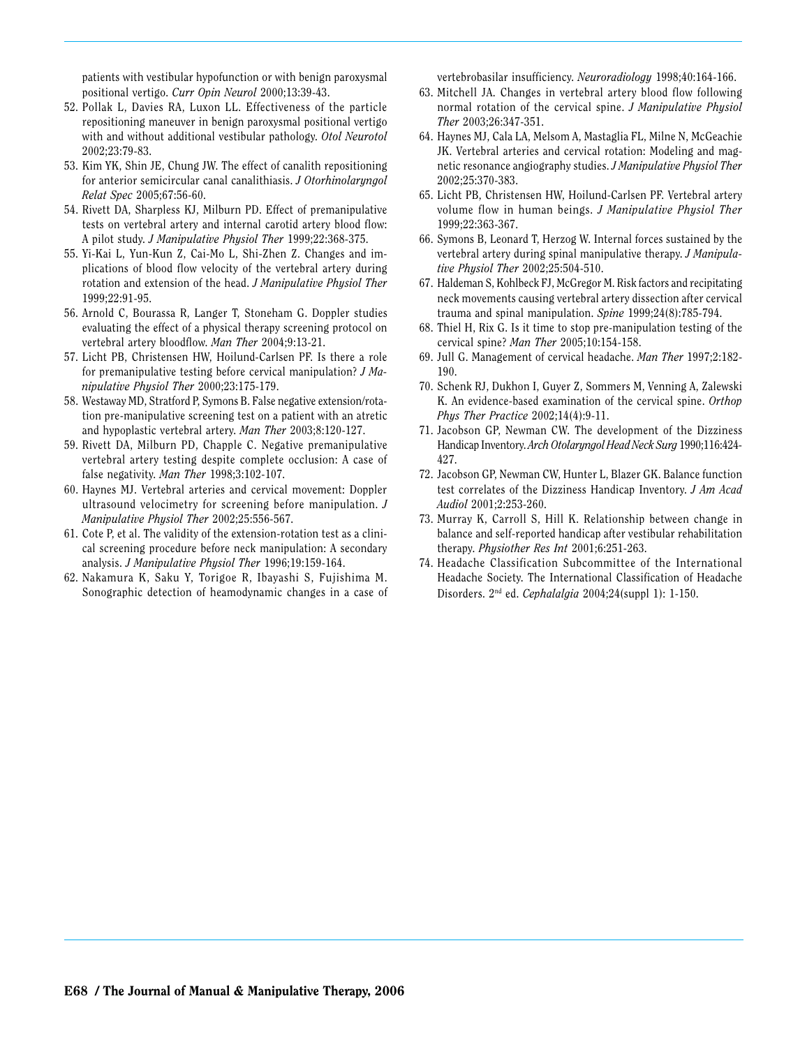patients with vestibular hypofunction or with benign paroxysmal positional vertigo. *Curr Opin Neurol* 2000;13:39-43.

52. Pollak L, Davies RA, Luxon LL. Effectiveness of the particle repositioning maneuver in benign paroxysmal positional vertigo with and without additional vestibular pathology. *Otol Neurotol* 2002;23:79-83.
53. Kim YK, Shin JE, Chung JW. The effect of canalith repositioning for anterior semicircular canal canalithiasis. *J Otorhinolaryngol Relat Spec* 2005;67:56-60.
54. Rivett DA, Sharpless KJ, Milburn PD. Effect of premanipulative tests on vertebral artery and internal carotid artery blood flow: A pilot study. *J Manipulative Physiol Ther* 1999;22:368-375.
55. Yi-Kai L, Yun-Kun Z, Cai-Mo L, Shi-Zhen Z. Changes and implications of blood flow velocity of the vertebral artery during rotation and extension of the head. *J Manipulative Physiol Ther* 1999;22:91-95.
56. Arnold C, Bourassa R, Langer T, Stoneham G. Doppler studies evaluating the effect of a physical therapy screening protocol on vertebral artery bloodflow. *Man Ther* 2004;9:13-21.
57. Licht PB, Christensen HW, Hoilund-Carlsen PF. Is there a role for premanipulative testing before cervical manipulation? *J Manipulative Physiol Ther* 2000;23:175-179.
58. Westaway MD, Stratford P, Symons B. False negative extension/rotation pre-manipulative screening test on a patient with an atretic and hypoplastic vertebral artery. *Man Ther* 2003;8:120-127.
59. Rivett DA, Milburn PD, Chapple C. Negative premanipulative vertebral artery testing despite complete occlusion: A case of false negativity. *Man Ther* 1998;3:102-107.
60. Haynes MJ. Vertebral arteries and cervical movement: Doppler ultrasound velocimetry for screening before manipulation. *J Manipulative Physiol Ther* 2002;25:556-567.
61. Cote P, et al. The validity of the extension-rotation test as a clinical screening procedure before neck manipulation: A secondary analysis. *J Manipulative Physiol Ther* 1996;19:159-164.
62. Nakamura K, Saku Y, Torigoe R, Ibayashi S, Fujishima M. Sonographic detection of heamodynamic changes in a case of vertebrobasilar insufficiency. *Neuroradiology* 1998;40:164-166.
63. Mitchell JA. Changes in vertebral artery blood flow following normal rotation of the cervical spine. *J Manipulative Physiol Ther* 2003;26:347-351.
64. Haynes MJ, Cala LA, Melsom A, Mastaglia FL, Milne N, McGeachie JK. Vertebral arteries and cervical rotation: Modeling and magnetic resonance angiography studies. *J Manipulative Physiol Ther* 2002;25:370-383.
65. Licht PB, Christensen HW, Hoilund-Carlsen PF. Vertebral artery volume flow in human beings. *J Manipulative Physiol Ther* 1999;22:363-367.
66. Symons B, Leonard T, Herzog W. Internal forces sustained by the vertebral artery during spinal manipulative therapy. *J Manipulative Physiol Ther* 2002;25:504-510.
67. Haldeman S, Kohlbeck FJ, McGregor M. Risk factors and recipitating neck movements causing vertebral artery dissection after cervical trauma and spinal manipulation. *Spine* 1999;24(8):785-794.
68. Thiel H, Rix G. Is it time to stop pre-manipulation testing of the cervical spine? *Man Ther* 2005;10:154-158.
69. Jull G. Management of cervical headache. *Man Ther* 1997;2:182-190.
70. Schenk RJ, Dukhon I, Guyer Z, Sommers M, Venning A, Zalewski K. An evidence-based examination of the cervical spine. *Orthop Phys Ther Practice* 2002;14(4):9-11.
71. Jacobson GP, Newman CW. The development of the Dizziness Handicap Inventory. *Arch Otolaryngol Head Neck Surg* 1990;116:424-427.
72. Jacobson GP, Newman CW, Hunter L, Blazer GK. Balance function test correlates of the Dizziness Handicap Inventory. *J Am Acad Audiol* 2001;2:253-260.
73. Murray K, Carroll S, Hill K. Relationship between change in balance and self-reported handicap after vestibular rehabilitation therapy. *Physiother Res Int* 2001;6:251-263.
74. Headache Classification Subcommittee of the International Headache Society. The International Classification of Headache Disorders. 2nd ed. *Cephalalgia* 2004;24(suppl 1): 1-150.